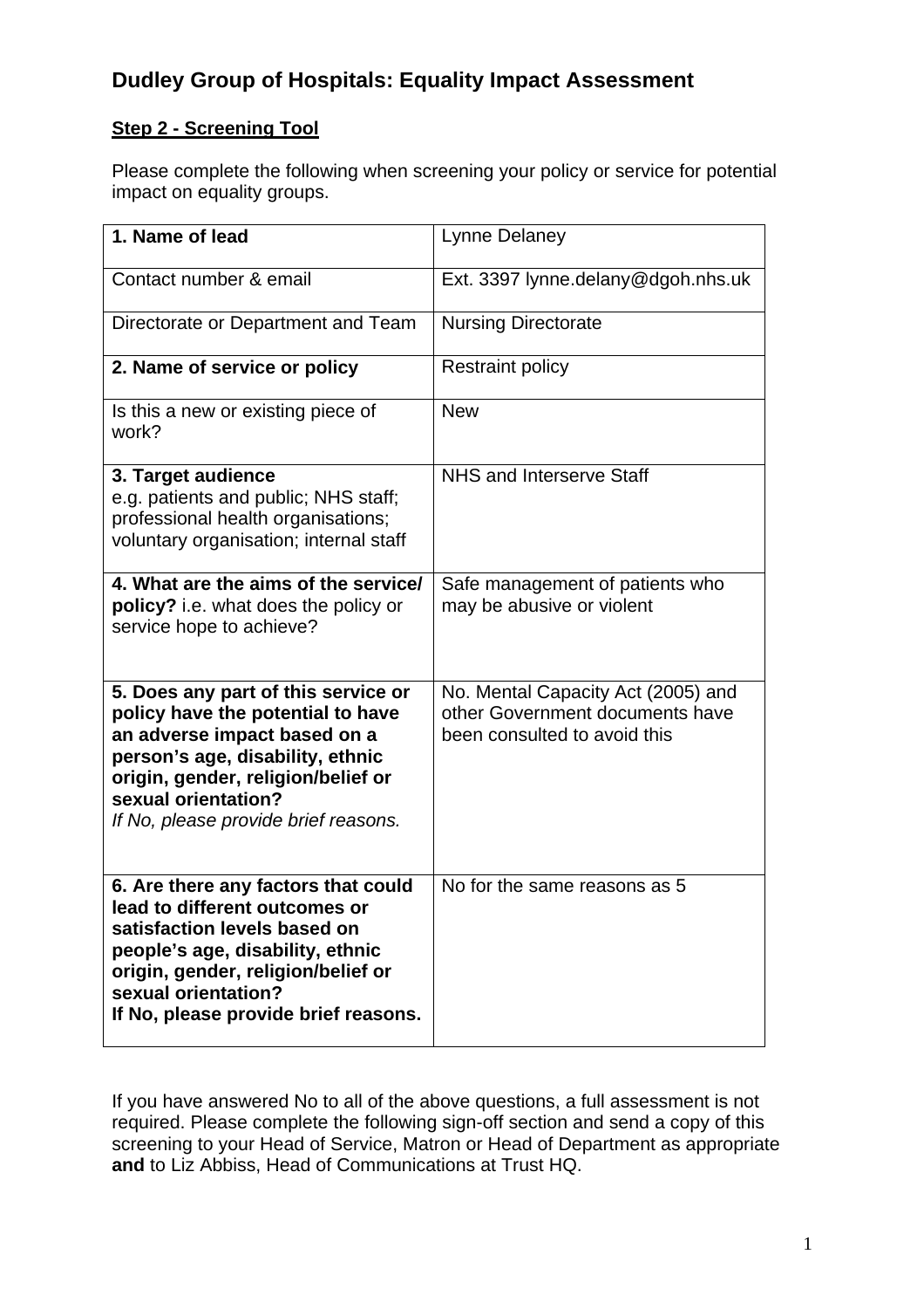# Dudley Group of Hospitals: Equality Impact Assessment

## Step 2 - Screening Tool

Please complete the following when screening your policy or service for potential impact on equality groups.

| **1. Name of lead** | Lynne Delaney |
|---|---|
| Contact number & email | Ext. 3397 lynne.delany@dgoh.nhs.uk |
| Directorate or Department and Team | Nursing Directorate |
| **2. Name of service or policy** | Restraint policy |
| Is this a new or existing piece of work? | New |
| **3. Target audience** e.g. patients and public; NHS staff; professional health organisations; voluntary organisation; internal staff | NHS and Interserve Staff |
| **4. What are the aims of the service/ policy?** i.e. what does the policy or service hope to achieve? | Safe management of patients who may be abusive or violent |
| **5. Does any part of this service or policy have the potential to have an adverse impact based on a person's age, disability, ethnic origin, gender, religion/belief or sexual orientation?** *If No, please provide brief reasons.* | No. Mental Capacity Act (2005) and other Government documents have been consulted to avoid this |
| **6. Are there any factors that could lead to different outcomes or satisfaction levels based on people's age, disability, ethnic origin, gender, religion/belief or sexual orientation? If No, please provide brief reasons.** | No for the same reasons as 5 |

If you have answered No to all of the above questions, a full assessment is not required. Please complete the following sign-off section and send a copy of this screening to your Head of Service, Matron or Head of Department as appropriate **and** to Liz Abbiss, Head of Communications at Trust HQ.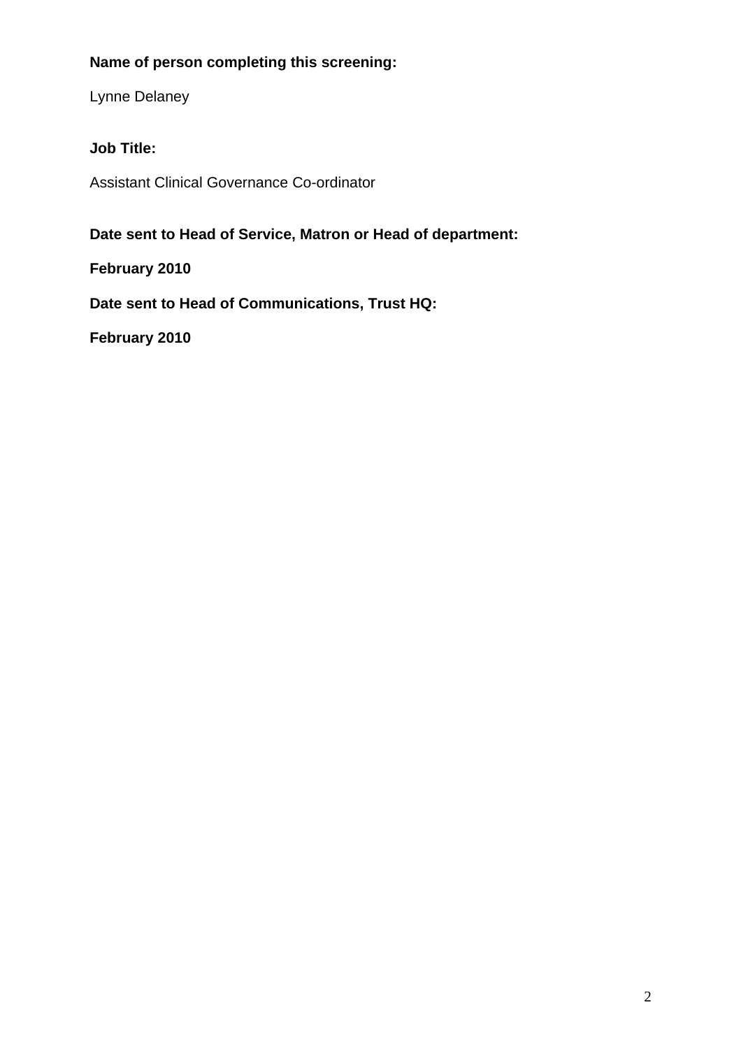**Name of person completing this screening:**

Lynne Delaney

**Job Title:**

Assistant Clinical Governance Co-ordinator

**Date sent to Head of Service, Matron or Head of department:**

**February 2010**

**Date sent to Head of Communications, Trust HQ:**

**February 2010**